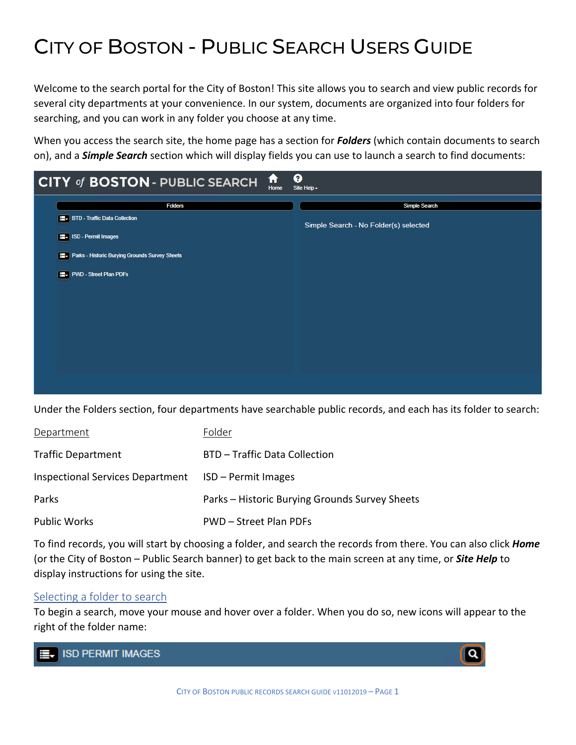# City of Boston - Public Search Users Guide

Welcome to the search portal for the City of Boston! This site allows you to search and view public records for several city departments at your convenience. In our system, documents are organized into four folders for searching, and you can work in any folder you choose at any time.

When you access the search site, the home page has a section for ***Folders*** (which contain documents to search on), and a ***Simple Search*** section which will display fields you can use to launch a search to find documents:

Under the Folders section, four departments have searchable public records, and each has its folder to search:

| Department | Folder |
|---|---|
| Traffic Department | BTD – Traffic Data Collection |
| Inspectional Services Department | ISD – Permit Images |
| Parks | Parks – Historic Burying Grounds Survey Sheets |
| Public Works | PWD – Street Plan PDFs |

To find records, you will start by choosing a folder, and search the records from there. You can also click ***Home*** (or the City of Boston – Public Search banner) to get back to the main screen at any time, or ***Site Help*** to display instructions for using the site.

## Selecting a folder to search

To begin a search, move your mouse and hover over a folder. When you do so, new icons will appear to the right of the folder name: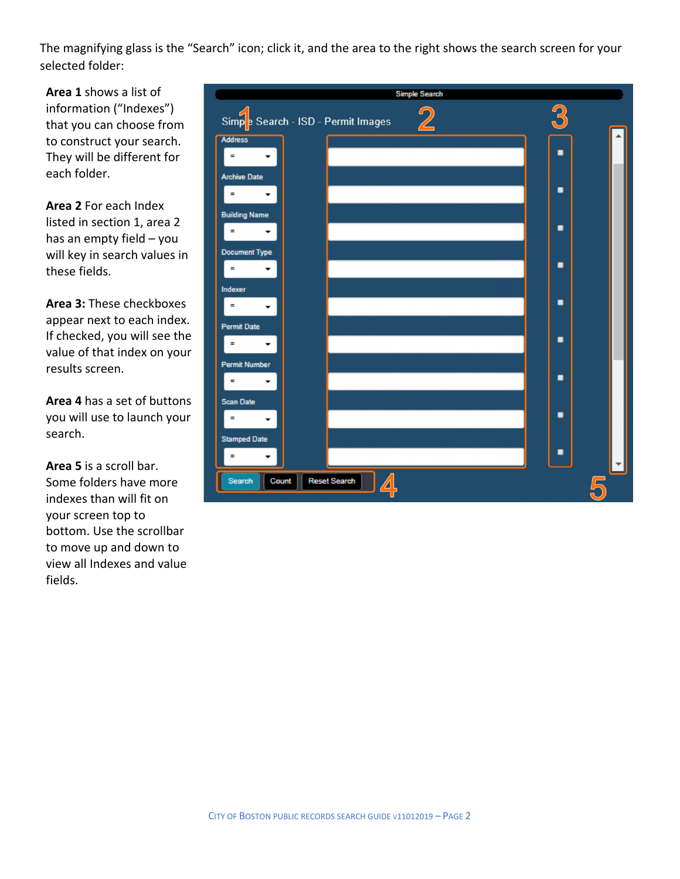The magnifying glass is the "Search" icon; click it, and the area to the right shows the search screen for your selected folder:

**Area 1** shows a list of information ("Indexes") that you can choose from to construct your search. They will be different for each folder.

**Area 2** For each Index listed in section 1, area 2 has an empty field – you will key in search values in these fields.

**Area 3:** These checkboxes appear next to each index. If checked, you will see the value of that index on your results screen.

**Area 4** has a set of buttons you will use to launch your search.

**Area 5** is a scroll bar. Some folders have more indexes than will fit on your screen top to bottom. Use the scrollbar to move up and down to view all Indexes and value fields.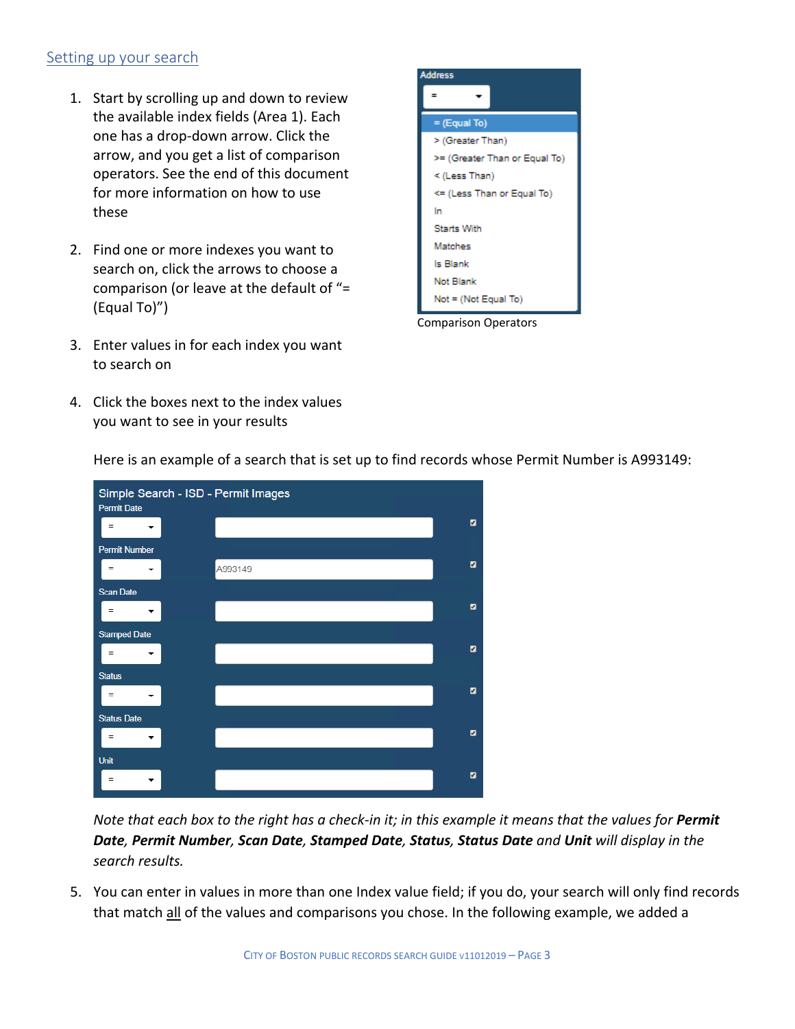## Setting up your search

1. Start by scrolling up and down to review the available index fields (Area 1). Each one has a drop-down arrow. Click the arrow, and you get a list of comparison operators. See the end of this document for more information on how to use these

2. Find one or more indexes you want to search on, click the arrows to choose a comparison (or leave at the default of "= (Equal To)")

3. Enter values in for each index you want to search on

4. Click the boxes next to the index values you want to see in your results

Address

= (Equal To)
> (Greater Than)
>= (Greater Than or Equal To)
< (Less Than)
<= (Less Than or Equal To)
In
Starts With
Matches
Is Blank
Not Blank
Not = (Not Equal To)

Comparison Operators

Here is an example of a search that is set up to find records whose Permit Number is A993149:

Simple Search - ISD - Permit Images

| Index | Comparison | Value | Display |
|---|---|---|---|
| Permit Date | = | | ☑ |
| Permit Number | = | A993149 | ☑ |
| Scan Date | = | | ☑ |
| Stamped Date | = | | ☑ |
| Status | = | | ☑ |
| Status Date | = | | ☑ |
| Unit | = | | ☑ |

*Note that each box to the right has a check-in it; in this example it means that the values for **Permit Date**, **Permit Number**, **Scan Date**, **Stamped Date**, **Status**, **Status Date** and **Unit** will display in the search results.*

5. You can enter in values in more than one Index value field; if you do, your search will only find records that match all of the values and comparisons you chose. In the following example, we added a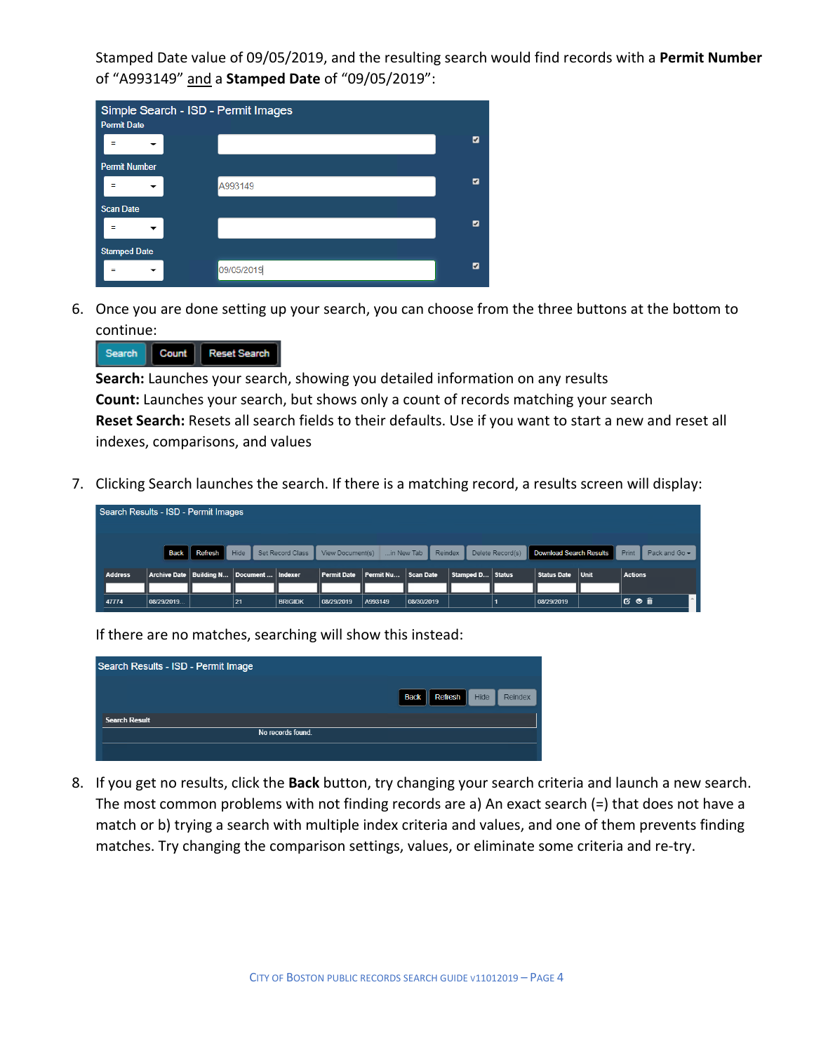Stamped Date value of 09/05/2019, and the resulting search would find records with a **Permit Number** of "A993149" and a **Stamped Date** of "09/05/2019":

6. Once you are done setting up your search, you can choose from the three buttons at the bottom to continue:

   **Search:** Launches your search, showing you detailed information on any results
   **Count:** Launches your search, but shows only a count of records matching your search
   **Reset Search:** Resets all search fields to their defaults. Use if you want to start a new and reset all indexes, comparisons, and values

7. Clicking Search launches the search. If there is a matching record, a results screen will display:

   If there are no matches, searching will show this instead:

8. If you get no results, click the **Back** button, try changing your search criteria and launch a new search. The most common problems with not finding records are a) An exact search (=) that does not have a match or b) trying a search with multiple index criteria and values, and one of them prevents finding matches. Try changing the comparison settings, values, or eliminate some criteria and re-try.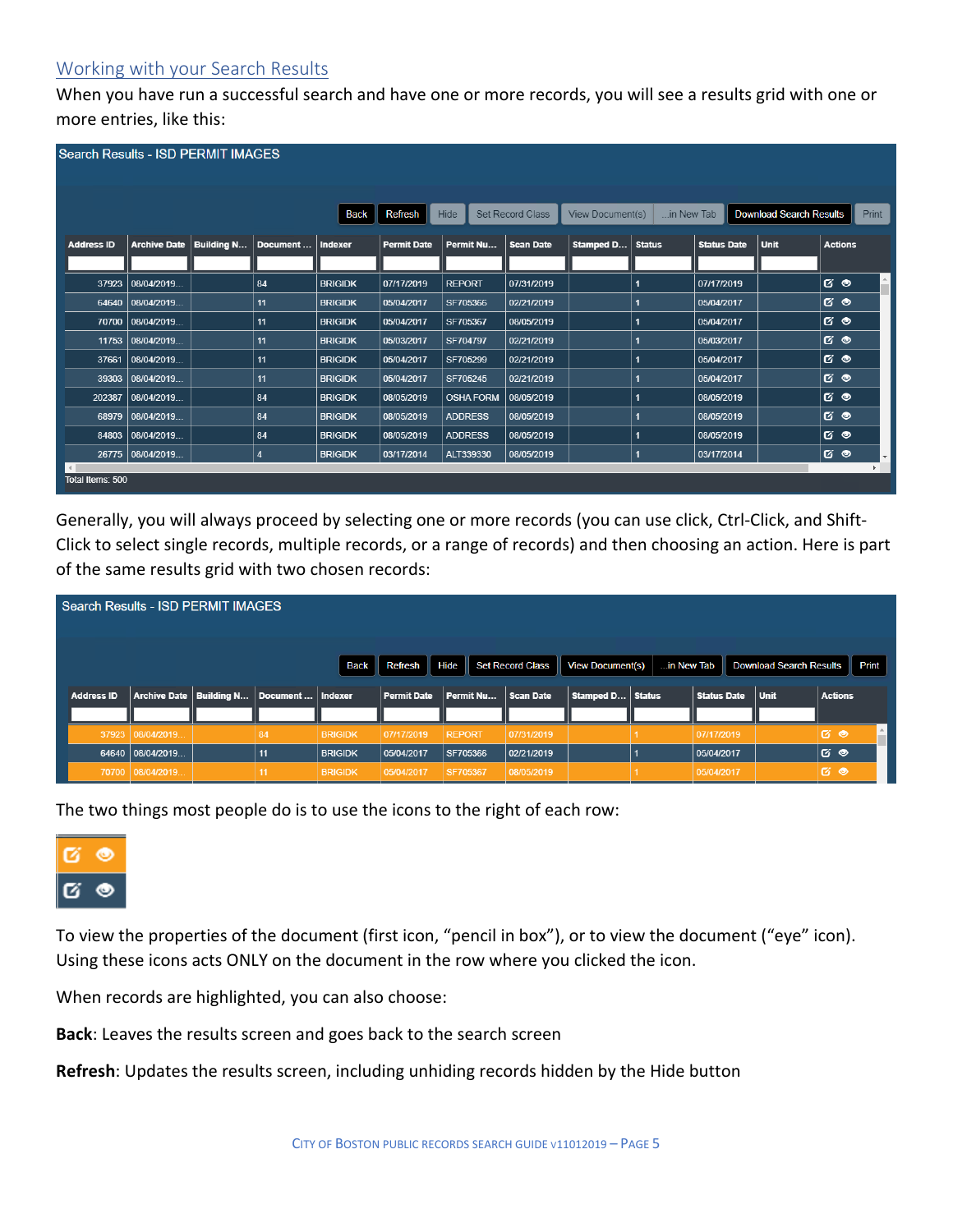## Working with your Search Results

When you have run a successful search and have one or more records, you will see a results grid with one or more entries, like this:

**Search Results - ISD PERMIT IMAGES**

Back | Refresh | Hide | Set Record Class | View Document(s) | ...in New Tab | Download Search Results | Print

| Address ID | Archive Date | Building N... | Document ... | Indexer | Permit Date | Permit Nu... | Scan Date | Stamped D... | Status | Status Date | Unit | Actions |
|---|---|---|---|---|---|---|---|---|---|---|---|---|
| 37923 | 08/04/2019... | | 84 | BRIGIDK | 07/17/2019 | REPORT | 07/31/2019 | | 1 | 07/17/2019 | | |
| 64640 | 08/04/2019... | | 11 | BRIGIDK | 05/04/2017 | SF705366 | 02/21/2019 | | 1 | 05/04/2017 | | |
| 70700 | 08/04/2019... | | 11 | BRIGIDK | 05/04/2017 | SF705367 | 08/05/2019 | | 1 | 05/04/2017 | | |
| 11753 | 08/04/2019... | | 11 | BRIGIDK | 05/03/2017 | SF704797 | 02/21/2019 | | 1 | 05/03/2017 | | |
| 37661 | 08/04/2019... | | 11 | BRIGIDK | 05/04/2017 | SF705299 | 02/21/2019 | | 1 | 05/04/2017 | | |
| 39303 | 08/04/2019... | | 11 | BRIGIDK | 05/04/2017 | SF705245 | 02/21/2019 | | 1 | 05/04/2017 | | |
| 202387 | 08/04/2019... | | 84 | BRIGIDK | 08/05/2019 | OSHA FORM | 08/05/2019 | | 1 | 08/05/2019 | | |
| 68979 | 08/04/2019... | | 84 | BRIGIDK | 08/05/2019 | ADDRESS | 08/05/2019 | | 1 | 08/05/2019 | | |
| 84803 | 08/04/2019... | | 84 | BRIGIDK | 08/05/2019 | ADDRESS | 08/05/2019 | | 1 | 08/05/2019 | | |
| 26775 | 08/04/2019... | | 4 | BRIGIDK | 03/17/2014 | ALT339330 | 08/05/2019 | | 1 | 03/17/2014 | | |

Total Items: 500

Generally, you will always proceed by selecting one or more records (you can use click, Ctrl-Click, and Shift-Click to select single records, multiple records, or a range of records) and then choosing an action. Here is part of the same results grid with two chosen records:

**Search Results - ISD PERMIT IMAGES**

Back | Refresh | Hide | Set Record Class | View Document(s) | ...in New Tab | Download Search Results | Print

| Address ID | Archive Date | Building N... | Document ... | Indexer | Permit Date | Permit Nu... | Scan Date | Stamped D... | Status | Status Date | Unit | Actions |
|---|---|---|---|---|---|---|---|---|---|---|---|---|
| 37923 | 08/04/2019... | | 84 | BRIGIDK | 07/17/2019 | REPORT | 07/31/2019 | | 1 | 07/17/2019 | | |
| 64640 | 08/04/2019... | | 11 | BRIGIDK | 05/04/2017 | SF705366 | 02/21/2019 | | 1 | 05/04/2017 | | |
| 70700 | 08/04/2019... | | 11 | BRIGIDK | 05/04/2017 | SF705367 | 08/05/2019 | | 1 | 05/04/2017 | | |

The two things most people do is to use the icons to the right of each row:

To view the properties of the document (first icon, "pencil in box"), or to view the document ("eye" icon). Using these icons acts ONLY on the document in the row where you clicked the icon.

When records are highlighted, you can also choose:

**Back**: Leaves the results screen and goes back to the search screen

**Refresh**: Updates the results screen, including unhiding records hidden by the Hide button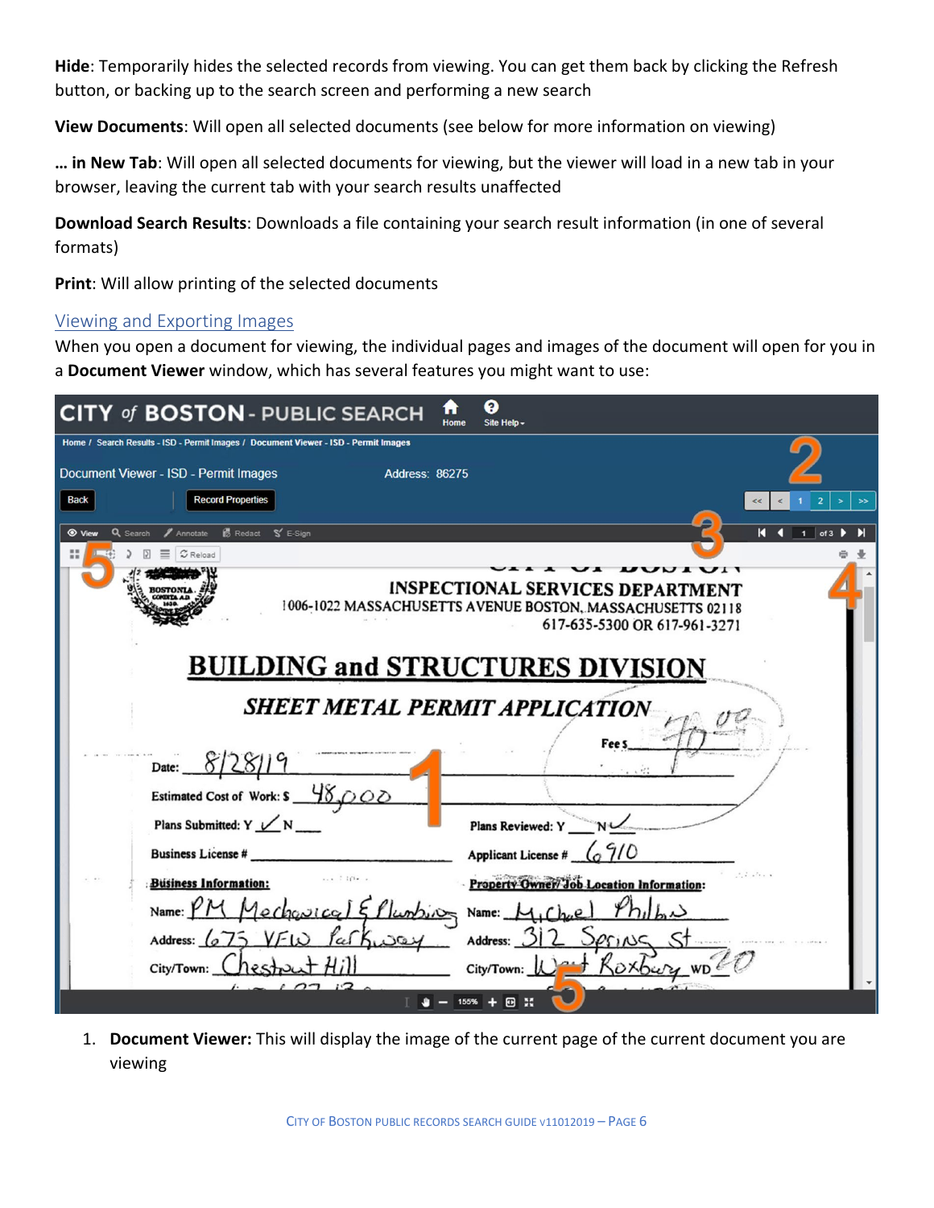**Hide**: Temporarily hides the selected records from viewing. You can get them back by clicking the Refresh button, or backing up to the search screen and performing a new search

**View Documents**: Will open all selected documents (see below for more information on viewing)

**… in New Tab**: Will open all selected documents for viewing, but the viewer will load in a new tab in your browser, leaving the current tab with your search results unaffected

**Download Search Results**: Downloads a file containing your search result information (in one of several formats)

**Print**: Will allow printing of the selected documents

## Viewing and Exporting Images

When you open a document for viewing, the individual pages and images of the document will open for you in a **Document Viewer** window, which has several features you might want to use:

1. **Document Viewer:** This will display the image of the current page of the current document you are viewing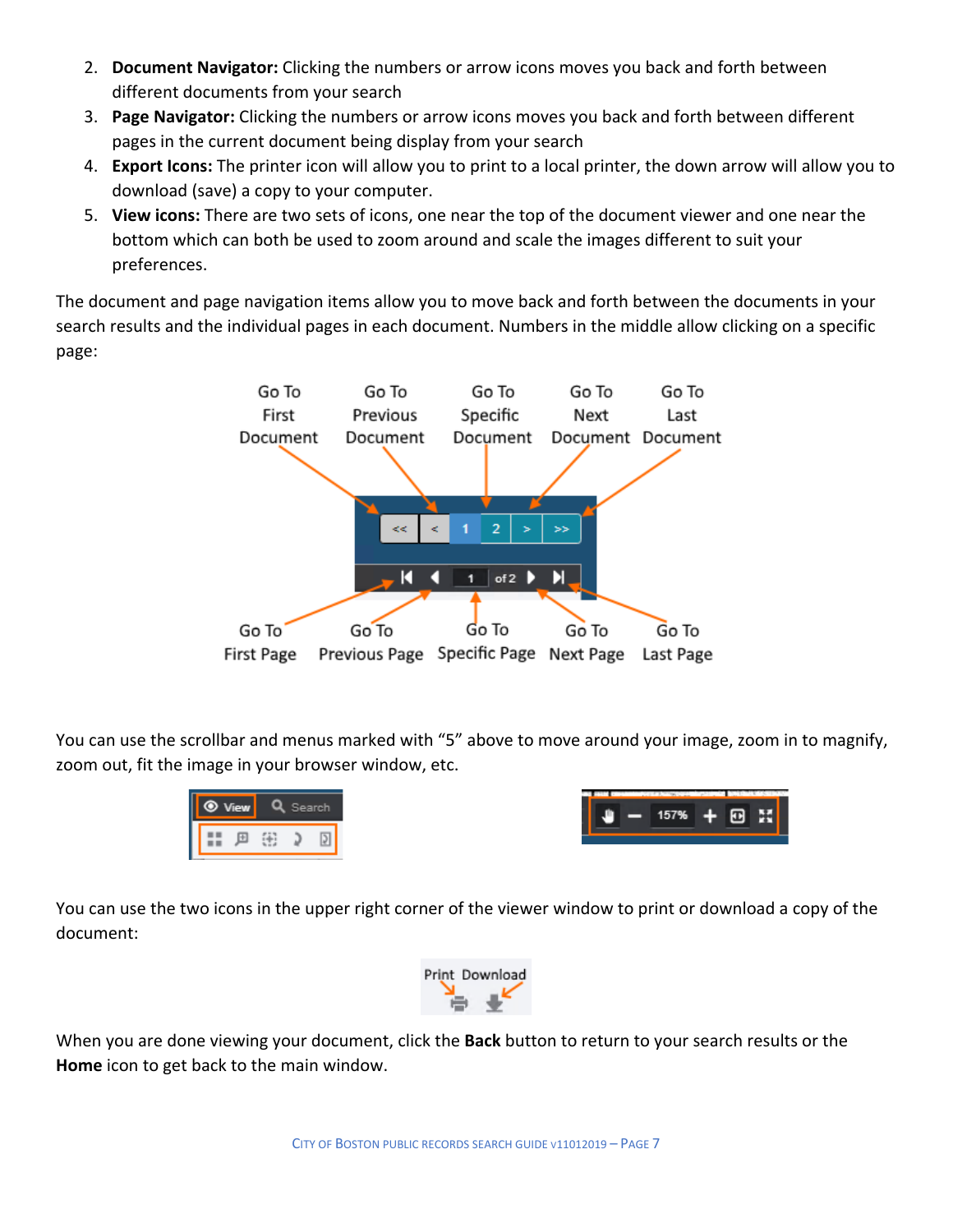2. **Document Navigator:** Clicking the numbers or arrow icons moves you back and forth between different documents from your search
3. **Page Navigator:** Clicking the numbers or arrow icons moves you back and forth between different pages in the current document being display from your search
4. **Export Icons:** The printer icon will allow you to print to a local printer, the down arrow will allow you to download (save) a copy to your computer.
5. **View icons:** There are two sets of icons, one near the top of the document viewer and one near the bottom which can both be used to zoom around and scale the images different to suit your preferences.

The document and page navigation items allow you to move back and forth between the documents in your search results and the individual pages in each document. Numbers in the middle allow clicking on a specific page:

Go To First Document
Go To Previous Document
Go To Specific Document
Go To Next Document
Go To Last Document

Go To First Page
Go To Previous Page
Go To Specific Page
Go To Next Page
Go To Last Page

You can use the scrollbar and menus marked with "5" above to move around your image, zoom in to magnify, zoom out, fit the image in your browser window, etc.

You can use the two icons in the upper right corner of the viewer window to print or download a copy of the document:

Print Download

When you are done viewing your document, click the **Back** button to return to your search results or the **Home** icon to get back to the main window.